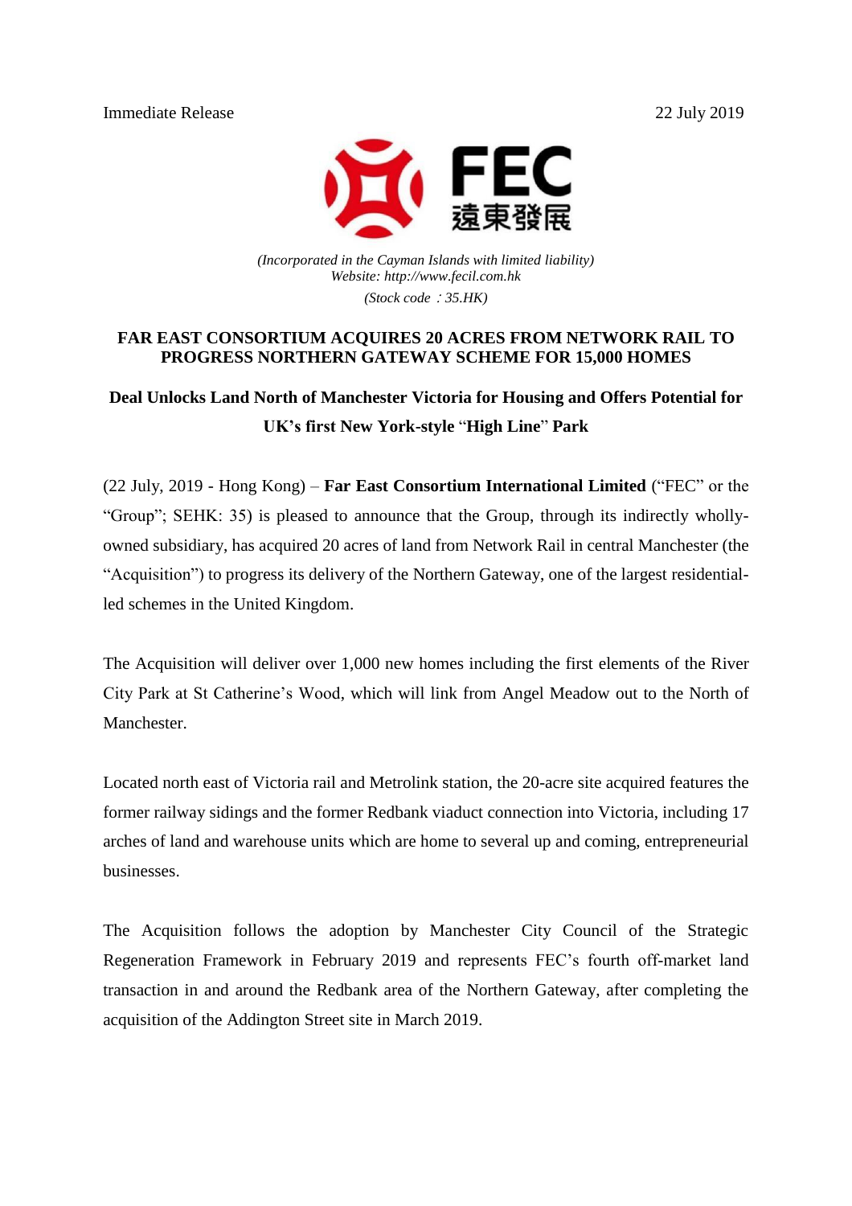Immediate Release 22 July 2019

FEC 遠東發展

*(Incorporated in the Cayman Islands with limited liability)*
*Website: http://www.fecil.com.hk*
*(Stock code：35.HK)*

# FAR EAST CONSORTIUM ACQUIRES 20 ACRES FROM NETWORK RAIL TO PROGRESS NORTHERN GATEWAY SCHEME FOR 15,000 HOMES

## Deal Unlocks Land North of Manchester Victoria for Housing and Offers Potential for UK's first New York-style "High Line" Park

(22 July, 2019 - Hong Kong) – **Far East Consortium International Limited** ("FEC" or the "Group"; SEHK: 35) is pleased to announce that the Group, through its indirectly wholly-owned subsidiary, has acquired 20 acres of land from Network Rail in central Manchester (the "Acquisition") to progress its delivery of the Northern Gateway, one of the largest residential-led schemes in the United Kingdom.

The Acquisition will deliver over 1,000 new homes including the first elements of the River City Park at St Catherine's Wood, which will link from Angel Meadow out to the North of Manchester.

Located north east of Victoria rail and Metrolink station, the 20-acre site acquired features the former railway sidings and the former Redbank viaduct connection into Victoria, including 17 arches of land and warehouse units which are home to several up and coming, entrepreneurial businesses.

The Acquisition follows the adoption by Manchester City Council of the Strategic Regeneration Framework in February 2019 and represents FEC's fourth off-market land transaction in and around the Redbank area of the Northern Gateway, after completing the acquisition of the Addington Street site in March 2019.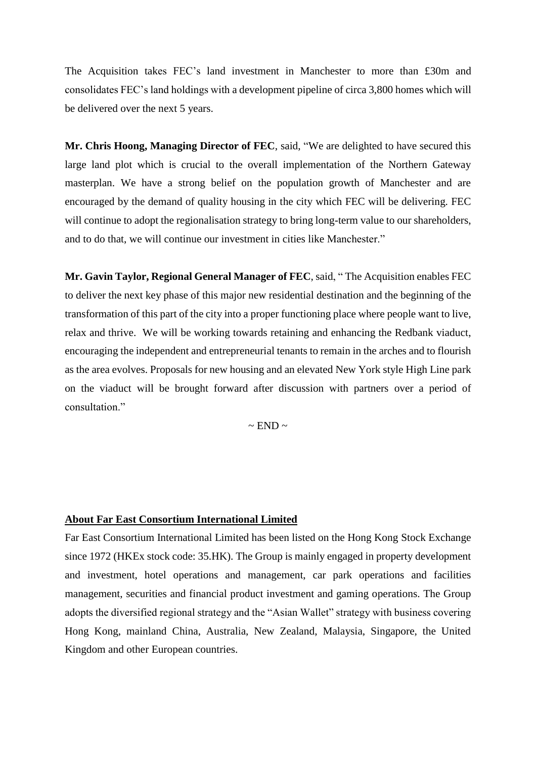The Acquisition takes FEC's land investment in Manchester to more than £30m and consolidates FEC's land holdings with a development pipeline of circa 3,800 homes which will be delivered over the next 5 years.

**Mr. Chris Hoong, Managing Director of FEC**, said, "We are delighted to have secured this large land plot which is crucial to the overall implementation of the Northern Gateway masterplan. We have a strong belief on the population growth of Manchester and are encouraged by the demand of quality housing in the city which FEC will be delivering. FEC will continue to adopt the regionalisation strategy to bring long-term value to our shareholders, and to do that, we will continue our investment in cities like Manchester."

**Mr. Gavin Taylor, Regional General Manager of FEC**, said, " The Acquisition enables FEC to deliver the next key phase of this major new residential destination and the beginning of the transformation of this part of the city into a proper functioning place where people want to live, relax and thrive. We will be working towards retaining and enhancing the Redbank viaduct, encouraging the independent and entrepreneurial tenants to remain in the arches and to flourish as the area evolves. Proposals for new housing and an elevated New York style High Line park on the viaduct will be brought forward after discussion with partners over a period of consultation."

~ END ~

**About Far East Consortium International Limited**

Far East Consortium International Limited has been listed on the Hong Kong Stock Exchange since 1972 (HKEx stock code: 35.HK). The Group is mainly engaged in property development and investment, hotel operations and management, car park operations and facilities management, securities and financial product investment and gaming operations. The Group adopts the diversified regional strategy and the "Asian Wallet" strategy with business covering Hong Kong, mainland China, Australia, New Zealand, Malaysia, Singapore, the United Kingdom and other European countries.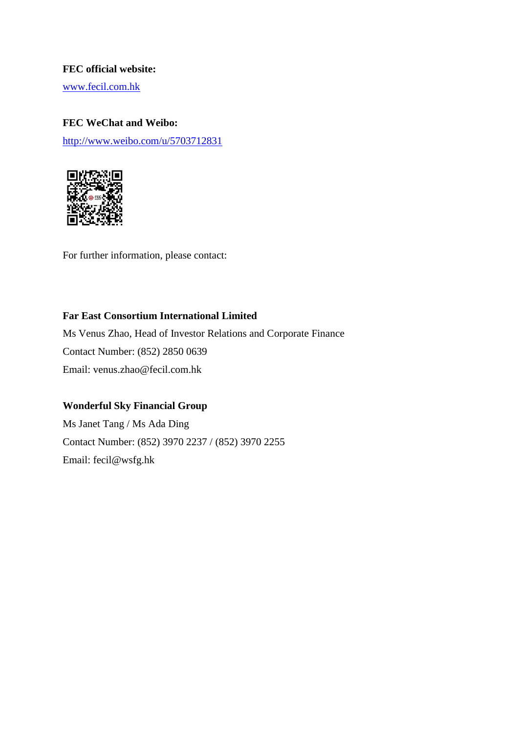**FEC official website:**

www.fecil.com.hk

**FEC WeChat and Weibo:**

http://www.weibo.com/u/5703712831

For further information, please contact:

**Far East Consortium International Limited**

Ms Venus Zhao, Head of Investor Relations and Corporate Finance

Contact Number: (852) 2850 0639

Email: venus.zhao@fecil.com.hk

**Wonderful Sky Financial Group**

Ms Janet Tang / Ms Ada Ding

Contact Number: (852) 3970 2237 / (852) 3970 2255

Email: fecil@wsfg.hk